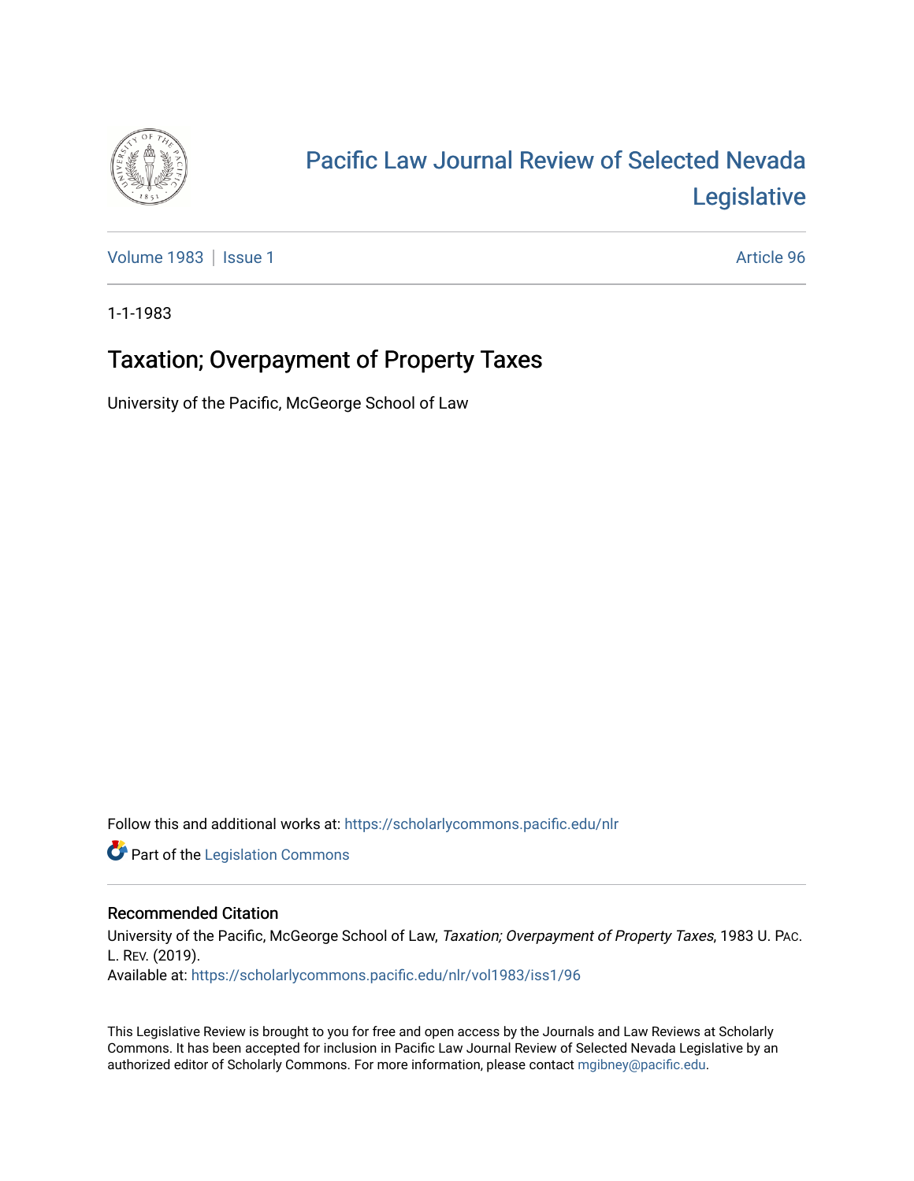# Pacific Law Journal Review of Selected Nevada Legislative

Volume 1983 | Issue 1 Article 96

1-1-1983

## Taxation; Overpayment of Property Taxes

University of the Pacific, McGeorge School of Law

Follow this and additional works at: https://scholarlycommons.pacific.edu/nlr

Part of the Legislation Commons

### Recommended Citation

University of the Pacific, McGeorge School of Law, *Taxation; Overpayment of Property Taxes*, 1983 U. PAC. L. REV. (2019).

Available at: https://scholarlycommons.pacific.edu/nlr/vol1983/iss1/96

This Legislative Review is brought to you for free and open access by the Journals and Law Reviews at Scholarly Commons. It has been accepted for inclusion in Pacific Law Journal Review of Selected Nevada Legislative by an authorized editor of Scholarly Commons. For more information, please contact mgibney@pacific.edu.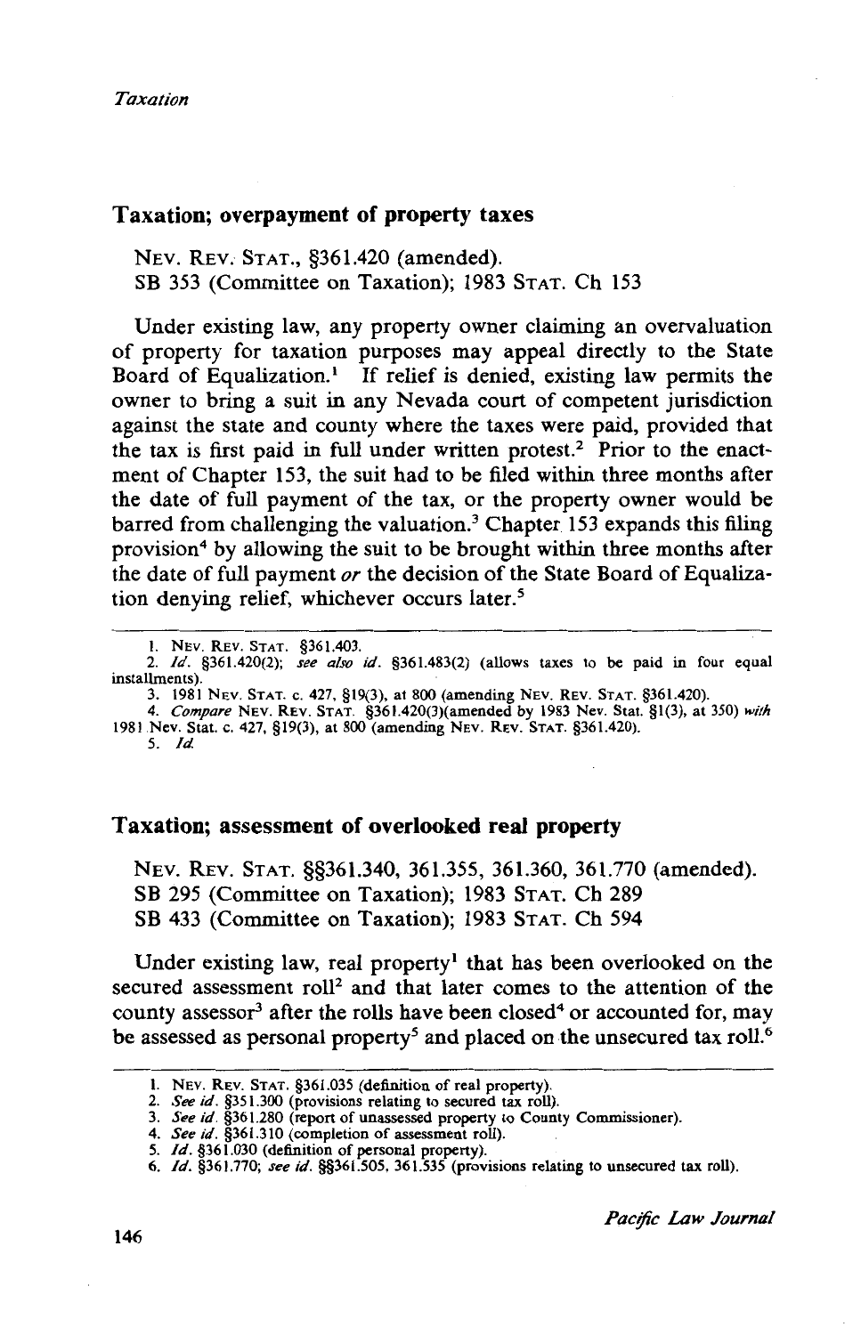## Taxation; overpayment of property taxes

NEV. REV. STAT., §361.420 (amended).
SB 353 (Committee on Taxation); 1983 STAT. Ch 153

Under existing law, any property owner claiming an overvaluation of property for taxation purposes may appeal directly to the State Board of Equalization.[1] If relief is denied, existing law permits the owner to bring a suit in any Nevada court of competent jurisdiction against the state and county where the taxes were paid, provided that the tax is first paid in full under written protest.[2] Prior to the enactment of Chapter 153, the suit had to be filed within three months after the date of full payment of the tax, or the property owner would be barred from challenging the valuation.[3] Chapter 153 expands this filing provision[4] by allowing the suit to be brought within three months after the date of full payment *or* the decision of the State Board of Equalization denying relief, whichever occurs later.[5]

1. NEV. REV. STAT. §361.403.
2. *Id.* §361.420(2); *see also id.* §361.483(2) (allows taxes to be paid in four equal installments).
3. 1981 NEV. STAT. c. 427, §19(3), at 800 (amending NEV. REV. STAT. §361.420).
4. *Compare* NEV. REV. STAT. §361.420(3)(amended by 1983 Nev. Stat. §1(3), at 350) *with* 1981 Nev. Stat. c. 427, §19(3), at 800 (amending NEV. REV. STAT. §361.420).
5. *Id.*

## Taxation; assessment of overlooked real property

NEV. REV. STAT. §§361.340, 361.355, 361.360, 361.770 (amended).
SB 295 (Committee on Taxation); 1983 STAT. Ch 289
SB 433 (Committee on Taxation); 1983 STAT. Ch 594

Under existing law, real property[1] that has been overlooked on the secured assessment roll[2] and that later comes to the attention of the county assessor[3] after the rolls have been closed[4] or accounted for, may be assessed as personal property[5] and placed on the unsecured tax roll.[6]

1. NEV. REV. STAT. §361.035 (definition of real property).
2. *See id.* §351.300 (provisions relating to secured tax roll).
3. *See id.* §361.280 (report of unassessed property to County Commissioner).
4. *See id.* §361.310 (completion of assessment roll).
5. *Id.* §361.030 (definition of personal property).
6. *Id.* §361.770; *see id.* §§361.505, 361.535 (provisions relating to unsecured tax roll).